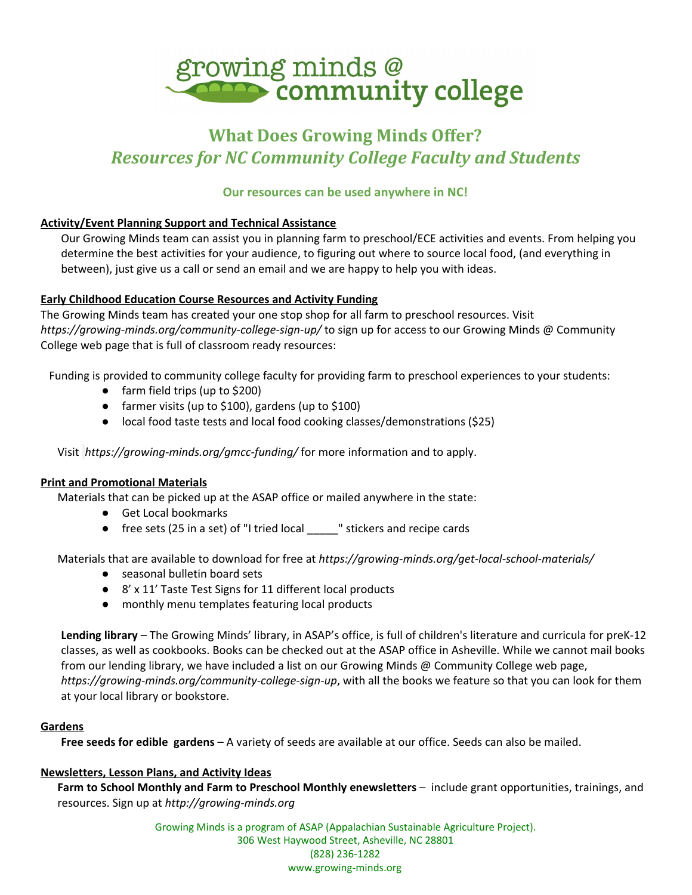# growing minds @ community college

## What Does Growing Minds Offer?
## *Resources for NC Community College Faculty and Students*

**Our resources can be used anywhere in NC!**

**Activity/Event Planning Support and Technical Assistance**

Our Growing Minds team can assist you in planning farm to preschool/ECE activities and events. From helping you determine the best activities for your audience, to figuring out where to source local food, (and everything in between), just give us a call or send an email and we are happy to help you with ideas.

**Early Childhood Education Course Resources and Activity Funding**

The Growing Minds team has created your one stop shop for all farm to preschool resources. Visit *https://growing-minds.org/community-college-sign-up/* to sign up for access to our Growing Minds @ Community College web page that is full of classroom ready resources:

Funding is provided to community college faculty for providing farm to preschool experiences to your students:

- farm field trips (up to $200)
- farmer visits (up to $100), gardens (up to $100)
- local food taste tests and local food cooking classes/demonstrations ($25)

Visit *https://growing-minds.org/gmcc-funding/* for more information and to apply.

**Print and Promotional Materials**

Materials that can be picked up at the ASAP office or mailed anywhere in the state:

- Get Local bookmarks
- free sets (25 in a set) of "I tried local _____" stickers and recipe cards

Materials that are available to download for free at *https://growing-minds.org/get-local-school-materials/*

- seasonal bulletin board sets
- 8' x 11' Taste Test Signs for 11 different local products
- monthly menu templates featuring local products

**Lending library** – The Growing Minds' library, in ASAP's office, is full of children's literature and curricula for preK-12 classes, as well as cookbooks. Books can be checked out at the ASAP office in Asheville. While we cannot mail books from our lending library, we have included a list on our Growing Minds @ Community College web page, *https://growing-minds.org/community-college-sign-up*, with all the books we feature so that you can look for them at your local library or bookstore.

**Gardens**

**Free seeds for edible gardens** – A variety of seeds are available at our office. Seeds can also be mailed.

**Newsletters, Lesson Plans, and Activity Ideas**

**Farm to School Monthly and Farm to Preschool Monthly enewsletters** – include grant opportunities, trainings, and resources. Sign up at *http://growing-minds.org*

Growing Minds is a program of ASAP (Appalachian Sustainable Agriculture Project).
306 West Haywood Street, Asheville, NC 28801
(828) 236-1282
www.growing-minds.org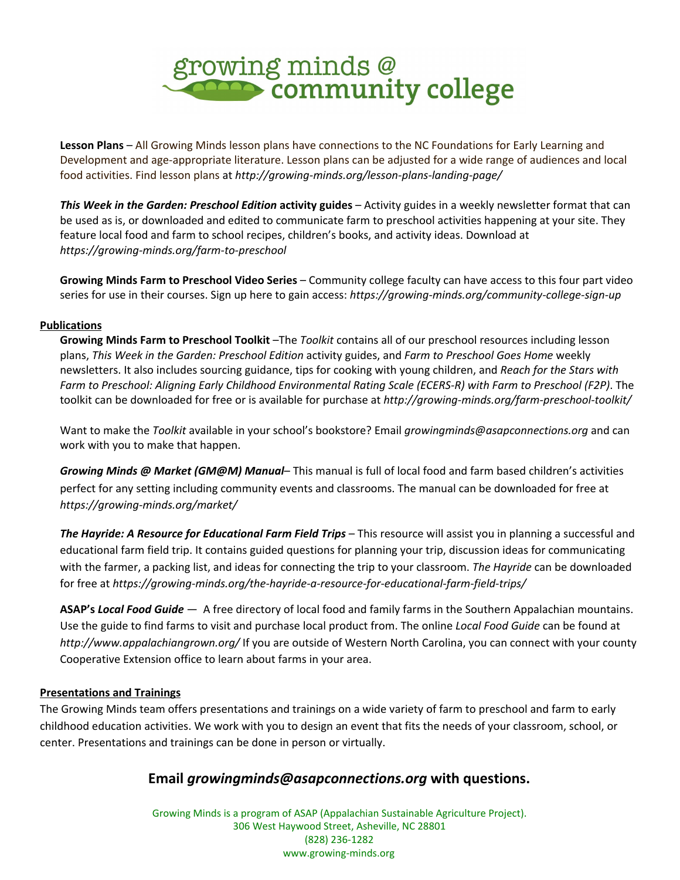# growing minds @ community college

**Lesson Plans** – All Growing Minds lesson plans have connections to the NC Foundations for Early Learning and Development and age-appropriate literature. Lesson plans can be adjusted for a wide range of audiences and local food activities. Find lesson plans at *http://growing-minds.org/lesson-plans-landing-page/*

***This Week in the Garden: Preschool Edition* activity guides** – Activity guides in a weekly newsletter format that can be used as is, or downloaded and edited to communicate farm to preschool activities happening at your site. They feature local food and farm to school recipes, children's books, and activity ideas. Download at *https://growing-minds.org/farm-to-preschool*

**Growing Minds Farm to Preschool Video Series** – Community college faculty can have access to this four part video series for use in their courses. Sign up here to gain access: *https://growing-minds.org/community-college-sign-up*

## Publications

**Growing Minds Farm to Preschool Toolkit** –The *Toolkit* contains all of our preschool resources including lesson plans, *This Week in the Garden: Preschool Edition* activity guides, and *Farm to Preschool Goes Home* weekly newsletters. It also includes sourcing guidance, tips for cooking with young children, and *Reach for the Stars with Farm to Preschool: Aligning Early Childhood Environmental Rating Scale (ECERS-R) with Farm to Preschool (F2P)*. The toolkit can be downloaded for free or is available for purchase at *http://growing-minds.org/farm-preschool-toolkit/*

Want to make the *Toolkit* available in your school's bookstore? Email *growingminds@asapconnections.org* and can work with you to make that happen.

***Growing Minds @ Market (GM@M) Manual***– This manual is full of local food and farm based children's activities perfect for any setting including community events and classrooms. The manual can be downloaded for free at *https://growing-minds.org/market/*

***The Hayride: A Resource for Educational Farm Field Trips*** – This resource will assist you in planning a successful and educational farm field trip. It contains guided questions for planning your trip, discussion ideas for communicating with the farmer, a packing list, and ideas for connecting the trip to your classroom. *The Hayride* can be downloaded for free at *https://growing-minds.org/the-hayride-a-resource-for-educational-farm-field-trips/*

**ASAP's *Local Food Guide*** — A free directory of local food and family farms in the Southern Appalachian mountains. Use the guide to find farms to visit and purchase local product from. The online *Local Food Guide* can be found at *http://www.appalachiangrown.org/* If you are outside of Western North Carolina, you can connect with your county Cooperative Extension office to learn about farms in your area.

## Presentations and Trainings

The Growing Minds team offers presentations and trainings on a wide variety of farm to preschool and farm to early childhood education activities. We work with you to design an event that fits the needs of your classroom, school, or center. Presentations and trainings can be done in person or virtually.

**Email *growingminds@asapconnections.org* with questions.**

Growing Minds is a program of ASAP (Appalachian Sustainable Agriculture Project).
306 West Haywood Street, Asheville, NC 28801
(828) 236-1282
www.growing-minds.org